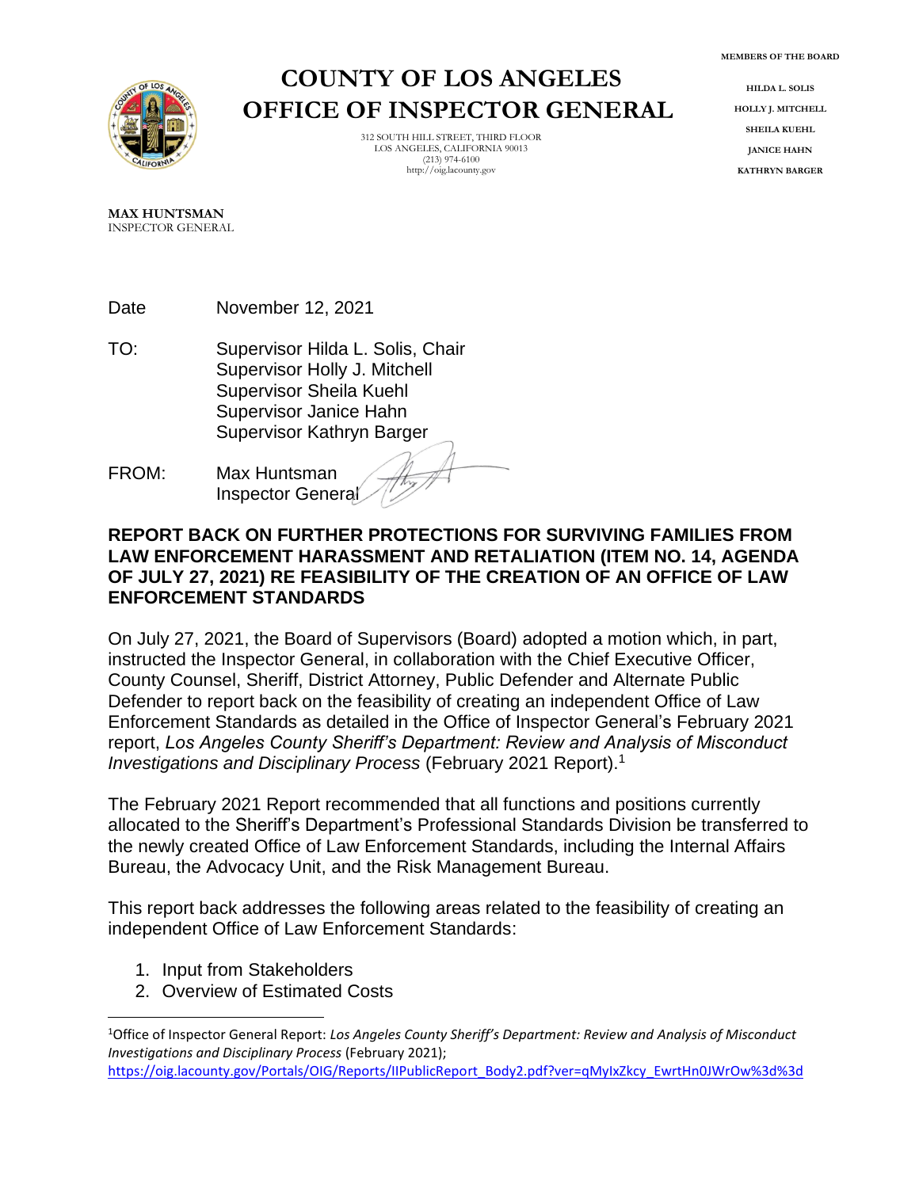# COUNTY OF LOS ANGELES
# OFFICE OF INSPECTOR GENERAL

312 SOUTH HILL STREET, THIRD FLOOR
LOS ANGELES, CALIFORNIA 90013
(213) 974-6100
http://oig.lacounty.gov

MEMBERS OF THE BOARD

HILDA L. SOLIS
HOLLY J. MITCHELL
SHEILA KUEHL
JANICE HAHN
KATHRYN BARGER

**MAX HUNTSMAN**
INSPECTOR GENERAL

Date November 12, 2021

TO: Supervisor Hilda L. Solis, Chair
Supervisor Holly J. Mitchell
Supervisor Sheila Kuehl
Supervisor Janice Hahn
Supervisor Kathryn Barger

FROM: Max Huntsman
Inspector General

**REPORT BACK ON FURTHER PROTECTIONS FOR SURVIVING FAMILIES FROM LAW ENFORCEMENT HARASSMENT AND RETALIATION (ITEM NO. 14, AGENDA OF JULY 27, 2021) RE FEASIBILITY OF THE CREATION OF AN OFFICE OF LAW ENFORCEMENT STANDARDS**

On July 27, 2021, the Board of Supervisors (Board) adopted a motion which, in part, instructed the Inspector General, in collaboration with the Chief Executive Officer, County Counsel, Sheriff, District Attorney, Public Defender and Alternate Public Defender to report back on the feasibility of creating an independent Office of Law Enforcement Standards as detailed in the Office of Inspector General's February 2021 report, *Los Angeles County Sheriff's Department: Review and Analysis of Misconduct Investigations and Disciplinary Process* (February 2021 Report).[1]

The February 2021 Report recommended that all functions and positions currently allocated to the Sheriff's Department's Professional Standards Division be transferred to the newly created Office of Law Enforcement Standards, including the Internal Affairs Bureau, the Advocacy Unit, and the Risk Management Bureau.

This report back addresses the following areas related to the feasibility of creating an independent Office of Law Enforcement Standards:

1. Input from Stakeholders
2. Overview of Estimated Costs

[1]Office of Inspector General Report: *Los Angeles County Sheriff's Department: Review and Analysis of Misconduct Investigations and Disciplinary Process* (February 2021); https://oig.lacounty.gov/Portals/OIG/Reports/IIPublicReport_Body2.pdf?ver=qMyIxZkcy_EwrtHn0JWrOw%3d%3d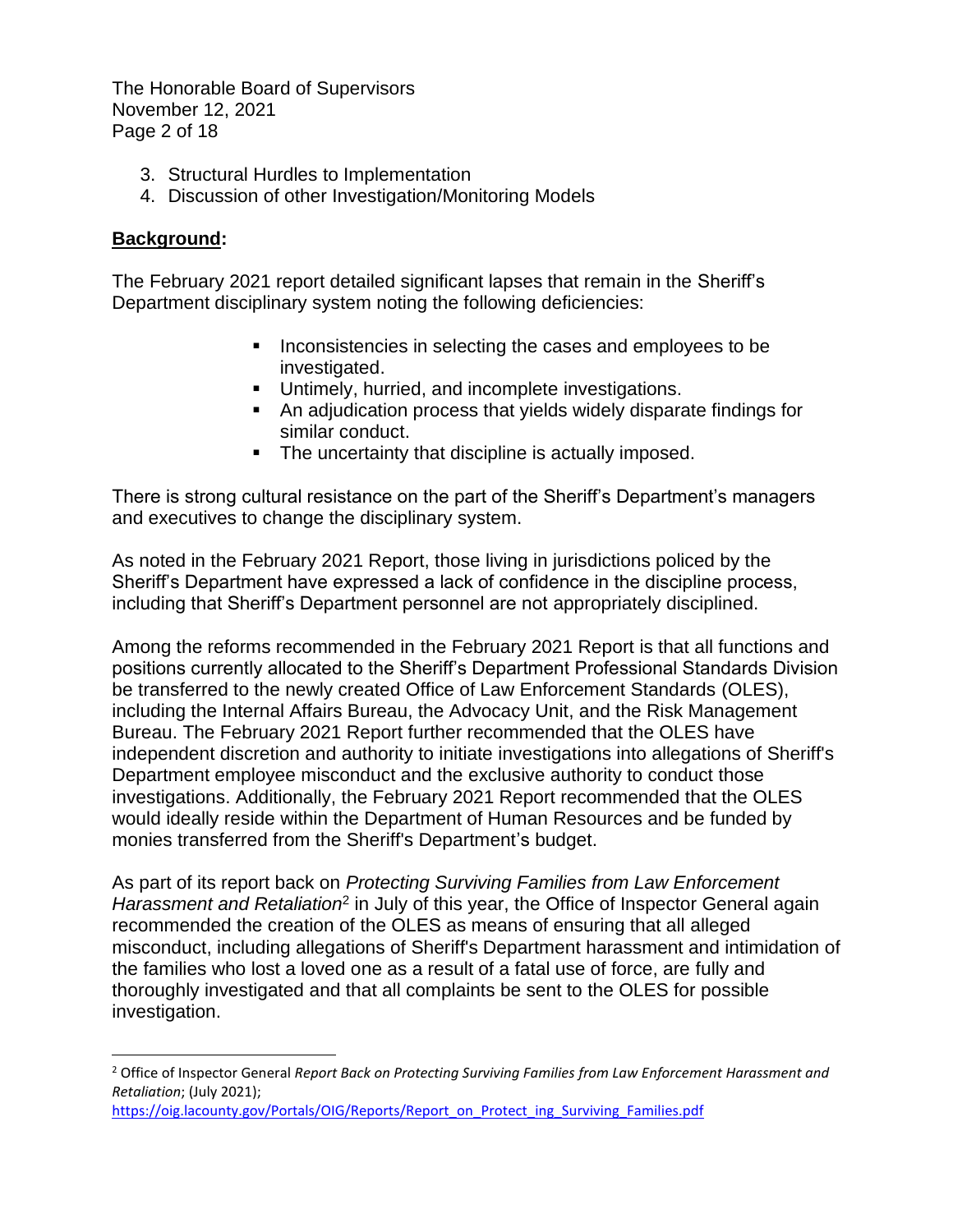3. Structural Hurdles to Implementation
4. Discussion of other Investigation/Monitoring Models

**Background:**

The February 2021 report detailed significant lapses that remain in the Sheriff's Department disciplinary system noting the following deficiencies:

- Inconsistencies in selecting the cases and employees to be investigated.
- Untimely, hurried, and incomplete investigations.
- An adjudication process that yields widely disparate findings for similar conduct.
- The uncertainty that discipline is actually imposed.

There is strong cultural resistance on the part of the Sheriff's Department's managers and executives to change the disciplinary system.

As noted in the February 2021 Report, those living in jurisdictions policed by the Sheriff's Department have expressed a lack of confidence in the discipline process, including that Sheriff's Department personnel are not appropriately disciplined.

Among the reforms recommended in the February 2021 Report is that all functions and positions currently allocated to the Sheriff's Department Professional Standards Division be transferred to the newly created Office of Law Enforcement Standards (OLES), including the Internal Affairs Bureau, the Advocacy Unit, and the Risk Management Bureau. The February 2021 Report further recommended that the OLES have independent discretion and authority to initiate investigations into allegations of Sheriff's Department employee misconduct and the exclusive authority to conduct those investigations. Additionally, the February 2021 Report recommended that the OLES would ideally reside within the Department of Human Resources and be funded by monies transferred from the Sheriff's Department's budget.

As part of its report back on *Protecting Surviving Families from Law Enforcement Harassment and Retaliation*[2] in July of this year, the Office of Inspector General again recommended the creation of the OLES as means of ensuring that all alleged misconduct, including allegations of Sheriff's Department harassment and intimidation of the families who lost a loved one as a result of a fatal use of force, are fully and thoroughly investigated and that all complaints be sent to the OLES for possible investigation.

---

[2] Office of Inspector General *Report Back on Protecting Surviving Families from Law Enforcement Harassment and Retaliation*; (July 2021); https://oig.lacounty.gov/Portals/OIG/Reports/Report_on_Protect_ing_Surviving_Families.pdf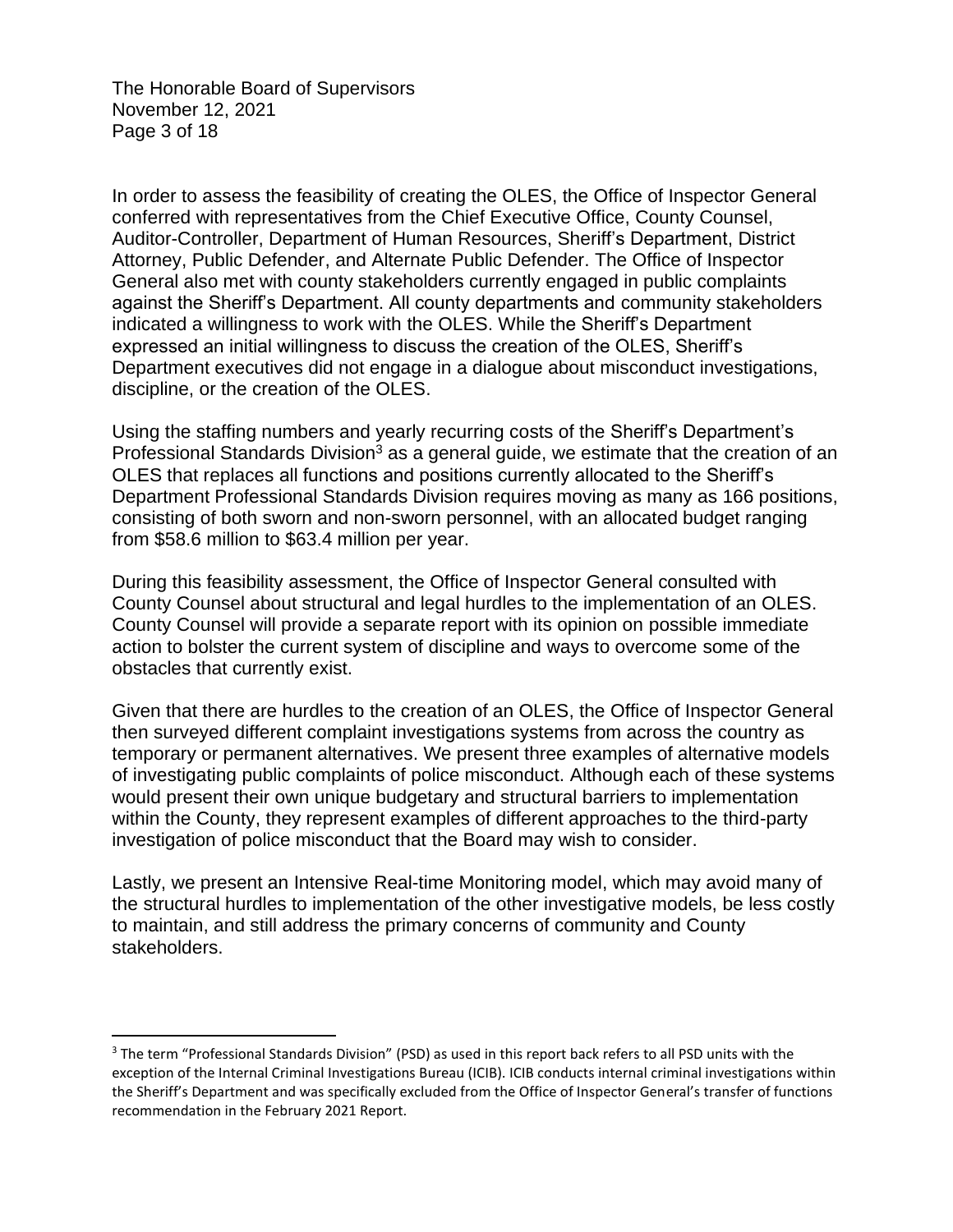In order to assess the feasibility of creating the OLES, the Office of Inspector General conferred with representatives from the Chief Executive Office, County Counsel, Auditor-Controller, Department of Human Resources, Sheriff's Department, District Attorney, Public Defender, and Alternate Public Defender. The Office of Inspector General also met with county stakeholders currently engaged in public complaints against the Sheriff's Department. All county departments and community stakeholders indicated a willingness to work with the OLES. While the Sheriff's Department expressed an initial willingness to discuss the creation of the OLES, Sheriff's Department executives did not engage in a dialogue about misconduct investigations, discipline, or the creation of the OLES.

Using the staffing numbers and yearly recurring costs of the Sheriff's Department's Professional Standards Division[3] as a general guide, we estimate that the creation of an OLES that replaces all functions and positions currently allocated to the Sheriff's Department Professional Standards Division requires moving as many as 166 positions, consisting of both sworn and non-sworn personnel, with an allocated budget ranging from \$58.6 million to \$63.4 million per year.

During this feasibility assessment, the Office of Inspector General consulted with County Counsel about structural and legal hurdles to the implementation of an OLES. County Counsel will provide a separate report with its opinion on possible immediate action to bolster the current system of discipline and ways to overcome some of the obstacles that currently exist.

Given that there are hurdles to the creation of an OLES, the Office of Inspector General then surveyed different complaint investigations systems from across the country as temporary or permanent alternatives. We present three examples of alternative models of investigating public complaints of police misconduct. Although each of these systems would present their own unique budgetary and structural barriers to implementation within the County, they represent examples of different approaches to the third-party investigation of police misconduct that the Board may wish to consider.

Lastly, we present an Intensive Real-time Monitoring model, which may avoid many of the structural hurdles to implementation of the other investigative models, be less costly to maintain, and still address the primary concerns of community and County stakeholders.

---

[3] The term "Professional Standards Division" (PSD) as used in this report back refers to all PSD units with the exception of the Internal Criminal Investigations Bureau (ICIB). ICIB conducts internal criminal investigations within the Sheriff's Department and was specifically excluded from the Office of Inspector General's transfer of functions recommendation in the February 2021 Report.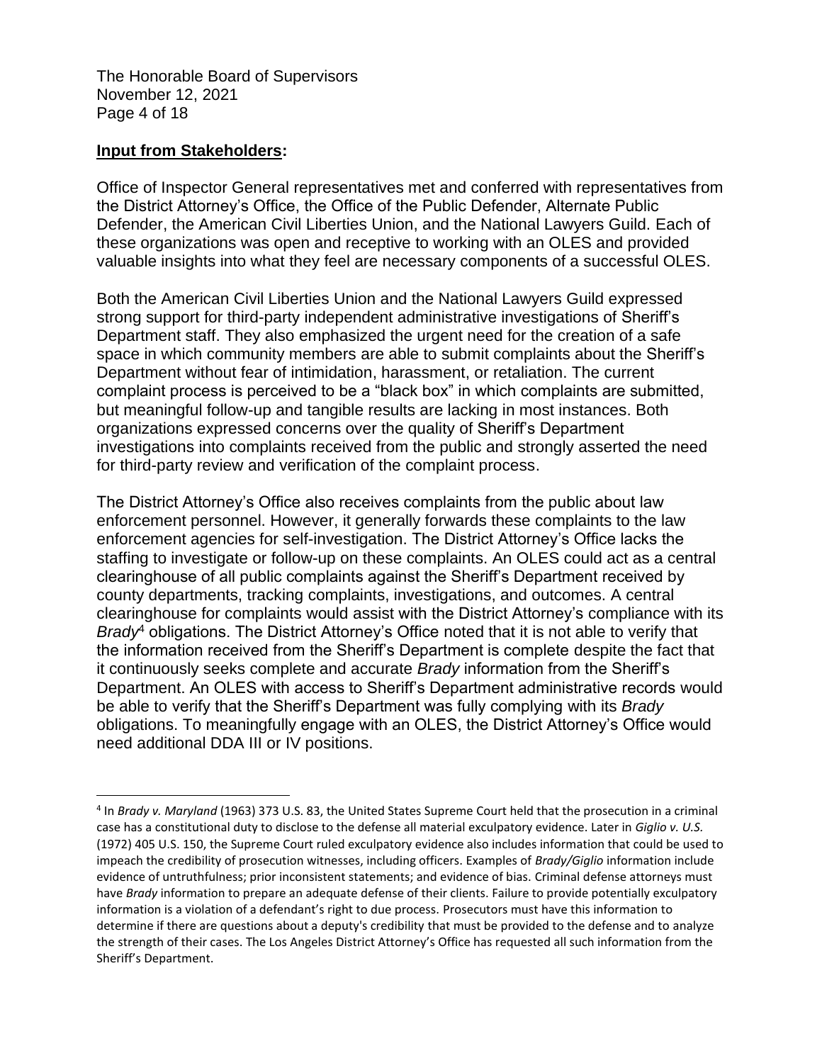**Input from Stakeholders:**

Office of Inspector General representatives met and conferred with representatives from the District Attorney's Office, the Office of the Public Defender, Alternate Public Defender, the American Civil Liberties Union, and the National Lawyers Guild. Each of these organizations was open and receptive to working with an OLES and provided valuable insights into what they feel are necessary components of a successful OLES.

Both the American Civil Liberties Union and the National Lawyers Guild expressed strong support for third-party independent administrative investigations of Sheriff's Department staff. They also emphasized the urgent need for the creation of a safe space in which community members are able to submit complaints about the Sheriff's Department without fear of intimidation, harassment, or retaliation. The current complaint process is perceived to be a "black box" in which complaints are submitted, but meaningful follow-up and tangible results are lacking in most instances. Both organizations expressed concerns over the quality of Sheriff's Department investigations into complaints received from the public and strongly asserted the need for third-party review and verification of the complaint process.

The District Attorney's Office also receives complaints from the public about law enforcement personnel. However, it generally forwards these complaints to the law enforcement agencies for self-investigation. The District Attorney's Office lacks the staffing to investigate or follow-up on these complaints. An OLES could act as a central clearinghouse of all public complaints against the Sheriff's Department received by county departments, tracking complaints, investigations, and outcomes. A central clearinghouse for complaints would assist with the District Attorney's compliance with its *Brady*[4] obligations. The District Attorney's Office noted that it is not able to verify that the information received from the Sheriff's Department is complete despite the fact that it continuously seeks complete and accurate *Brady* information from the Sheriff's Department. An OLES with access to Sheriff's Department administrative records would be able to verify that the Sheriff's Department was fully complying with its *Brady* obligations. To meaningfully engage with an OLES, the District Attorney's Office would need additional DDA III or IV positions.

[4] In *Brady v. Maryland* (1963) 373 U.S. 83, the United States Supreme Court held that the prosecution in a criminal case has a constitutional duty to disclose to the defense all material exculpatory evidence. Later in *Giglio v. U.S.* (1972) 405 U.S. 150, the Supreme Court ruled exculpatory evidence also includes information that could be used to impeach the credibility of prosecution witnesses, including officers. Examples of *Brady/Giglio* information include evidence of untruthfulness; prior inconsistent statements; and evidence of bias. Criminal defense attorneys must have *Brady* information to prepare an adequate defense of their clients. Failure to provide potentially exculpatory information is a violation of a defendant's right to due process. Prosecutors must have this information to determine if there are questions about a deputy's credibility that must be provided to the defense and to analyze the strength of their cases. The Los Angeles District Attorney's Office has requested all such information from the Sheriff's Department.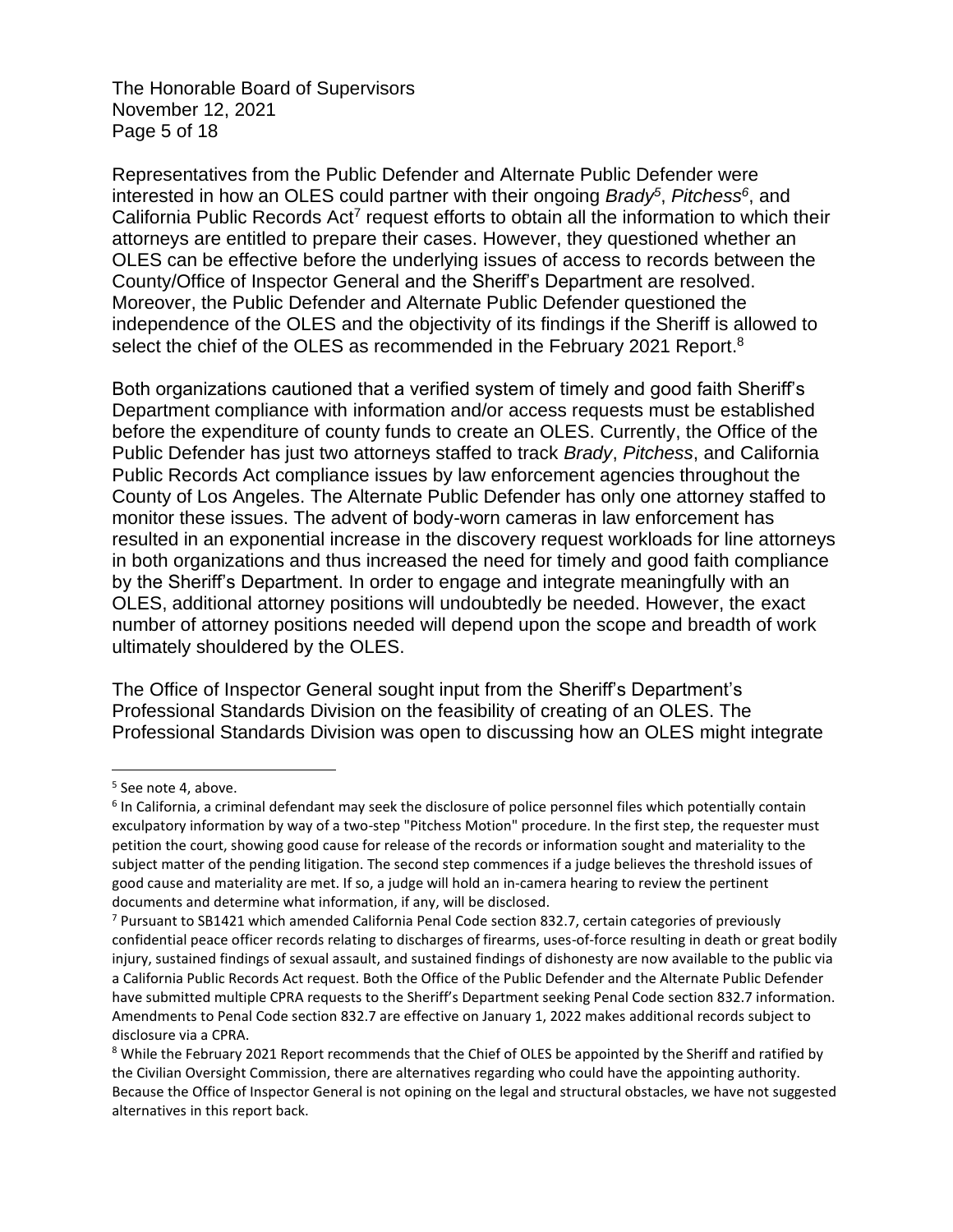Representatives from the Public Defender and Alternate Public Defender were interested in how an OLES could partner with their ongoing *Brady*[5], *Pitchess*[6], and California Public Records Act[7] request efforts to obtain all the information to which their attorneys are entitled to prepare their cases. However, they questioned whether an OLES can be effective before the underlying issues of access to records between the County/Office of Inspector General and the Sheriff's Department are resolved. Moreover, the Public Defender and Alternate Public Defender questioned the independence of the OLES and the objectivity of its findings if the Sheriff is allowed to select the chief of the OLES as recommended in the February 2021 Report.[8]

Both organizations cautioned that a verified system of timely and good faith Sheriff's Department compliance with information and/or access requests must be established before the expenditure of county funds to create an OLES. Currently, the Office of the Public Defender has just two attorneys staffed to track *Brady*, *Pitchess*, and California Public Records Act compliance issues by law enforcement agencies throughout the County of Los Angeles. The Alternate Public Defender has only one attorney staffed to monitor these issues. The advent of body-worn cameras in law enforcement has resulted in an exponential increase in the discovery request workloads for line attorneys in both organizations and thus increased the need for timely and good faith compliance by the Sheriff's Department. In order to engage and integrate meaningfully with an OLES, additional attorney positions will undoubtedly be needed. However, the exact number of attorney positions needed will depend upon the scope and breadth of work ultimately shouldered by the OLES.

The Office of Inspector General sought input from the Sheriff's Department's Professional Standards Division on the feasibility of creating of an OLES. The Professional Standards Division was open to discussing how an OLES might integrate

---

[5] See note 4, above.

[6] In California, a criminal defendant may seek the disclosure of police personnel files which potentially contain exculpatory information by way of a two-step "Pitchess Motion" procedure. In the first step, the requester must petition the court, showing good cause for release of the records or information sought and materiality to the subject matter of the pending litigation. The second step commences if a judge believes the threshold issues of good cause and materiality are met. If so, a judge will hold an in-camera hearing to review the pertinent documents and determine what information, if any, will be disclosed.

[7] Pursuant to SB1421 which amended California Penal Code section 832.7, certain categories of previously confidential peace officer records relating to discharges of firearms, uses-of-force resulting in death or great bodily injury, sustained findings of sexual assault, and sustained findings of dishonesty are now available to the public via a California Public Records Act request. Both the Office of the Public Defender and the Alternate Public Defender have submitted multiple CPRA requests to the Sheriff's Department seeking Penal Code section 832.7 information. Amendments to Penal Code section 832.7 are effective on January 1, 2022 makes additional records subject to disclosure via a CPRA.

[8] While the February 2021 Report recommends that the Chief of OLES be appointed by the Sheriff and ratified by the Civilian Oversight Commission, there are alternatives regarding who could have the appointing authority. Because the Office of Inspector General is not opining on the legal and structural obstacles, we have not suggested alternatives in this report back.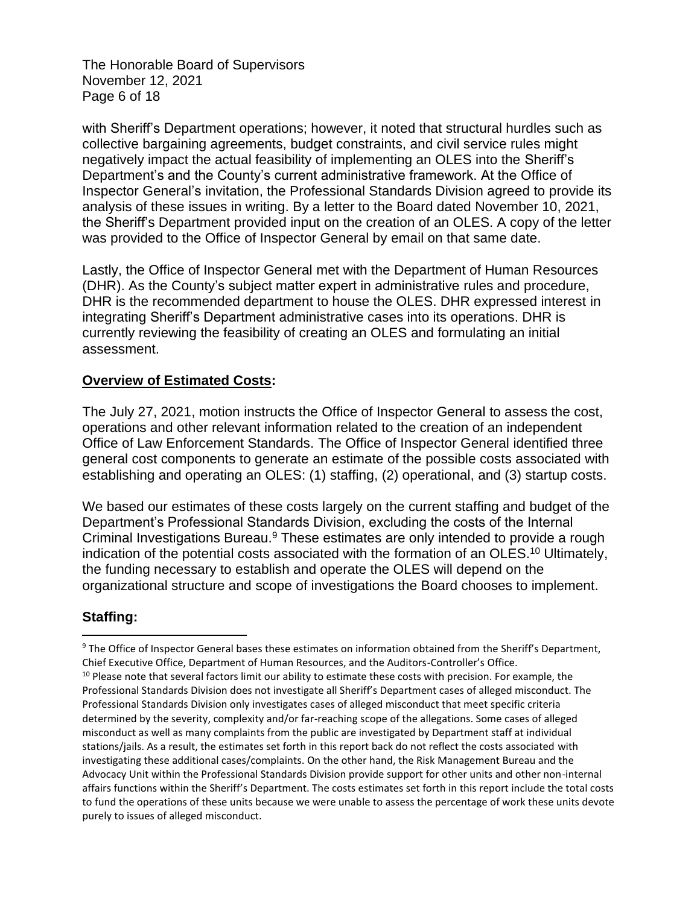with Sheriff's Department operations; however, it noted that structural hurdles such as collective bargaining agreements, budget constraints, and civil service rules might negatively impact the actual feasibility of implementing an OLES into the Sheriff's Department's and the County's current administrative framework. At the Office of Inspector General's invitation, the Professional Standards Division agreed to provide its analysis of these issues in writing. By a letter to the Board dated November 10, 2021, the Sheriff's Department provided input on the creation of an OLES. A copy of the letter was provided to the Office of Inspector General by email on that same date.

Lastly, the Office of Inspector General met with the Department of Human Resources (DHR). As the County's subject matter expert in administrative rules and procedure, DHR is the recommended department to house the OLES. DHR expressed interest in integrating Sheriff's Department administrative cases into its operations. DHR is currently reviewing the feasibility of creating an OLES and formulating an initial assessment.

## Overview of Estimated Costs:

The July 27, 2021, motion instructs the Office of Inspector General to assess the cost, operations and other relevant information related to the creation of an independent Office of Law Enforcement Standards. The Office of Inspector General identified three general cost components to generate an estimate of the possible costs associated with establishing and operating an OLES: (1) staffing, (2) operational, and (3) startup costs.

We based our estimates of these costs largely on the current staffing and budget of the Department's Professional Standards Division, excluding the costs of the Internal Criminal Investigations Bureau.[9] These estimates are only intended to provide a rough indication of the potential costs associated with the formation of an OLES.[10] Ultimately, the funding necessary to establish and operate the OLES will depend on the organizational structure and scope of investigations the Board chooses to implement.

### Staffing:

[9] The Office of Inspector General bases these estimates on information obtained from the Sheriff's Department, Chief Executive Office, Department of Human Resources, and the Auditors-Controller's Office.

[10] Please note that several factors limit our ability to estimate these costs with precision. For example, the Professional Standards Division does not investigate all Sheriff's Department cases of alleged misconduct. The Professional Standards Division only investigates cases of alleged misconduct that meet specific criteria determined by the severity, complexity and/or far-reaching scope of the allegations. Some cases of alleged misconduct as well as many complaints from the public are investigated by Department staff at individual stations/jails. As a result, the estimates set forth in this report back do not reflect the costs associated with investigating these additional cases/complaints. On the other hand, the Risk Management Bureau and the Advocacy Unit within the Professional Standards Division provide support for other units and other non-internal affairs functions within the Sheriff's Department. The costs estimates set forth in this report include the total costs to fund the operations of these units because we were unable to assess the percentage of work these units devote purely to issues of alleged misconduct.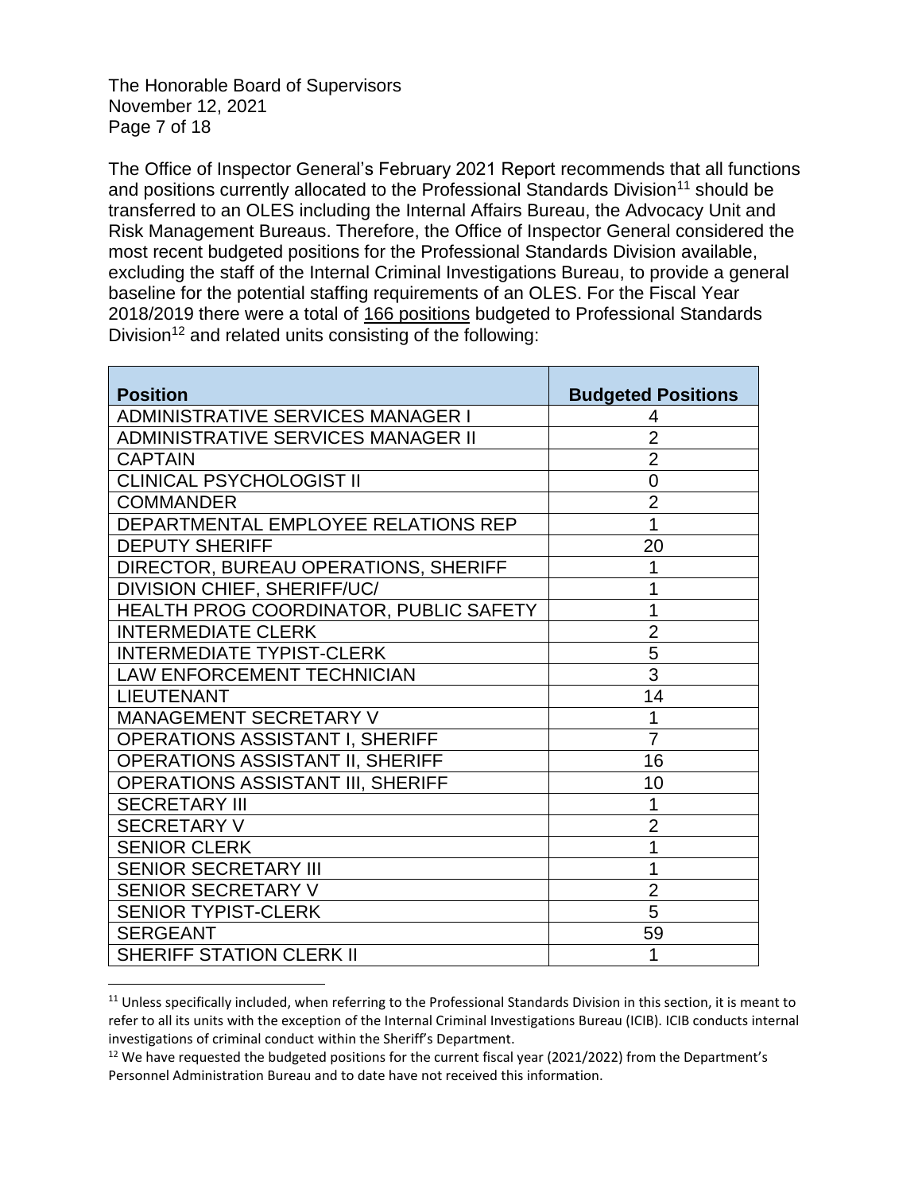The Honorable Board of Supervisors
November 12, 2021

The Office of Inspector General's February 2021 Report recommends that all functions and positions currently allocated to the Professional Standards Division[11] should be transferred to an OLES including the Internal Affairs Bureau, the Advocacy Unit and Risk Management Bureaus. Therefore, the Office of Inspector General considered the most recent budgeted positions for the Professional Standards Division available, excluding the staff of the Internal Criminal Investigations Bureau, to provide a general baseline for the potential staffing requirements of an OLES. For the Fiscal Year 2018/2019 there were a total of <u>166 positions</u> budgeted to Professional Standards Division[12] and related units consisting of the following:

| Position | Budgeted Positions |
|---|---|
| ADMINISTRATIVE SERVICES MANAGER I | 4 |
| ADMINISTRATIVE SERVICES MANAGER II | 2 |
| CAPTAIN | 2 |
| CLINICAL PSYCHOLOGIST II | 0 |
| COMMANDER | 2 |
| DEPARTMENTAL EMPLOYEE RELATIONS REP | 1 |
| DEPUTY SHERIFF | 20 |
| DIRECTOR, BUREAU OPERATIONS, SHERIFF | 1 |
| DIVISION CHIEF, SHERIFF/UC/ | 1 |
| HEALTH PROG COORDINATOR, PUBLIC SAFETY | 1 |
| INTERMEDIATE CLERK | 2 |
| INTERMEDIATE TYPIST-CLERK | 5 |
| LAW ENFORCEMENT TECHNICIAN | 3 |
| LIEUTENANT | 14 |
| MANAGEMENT SECRETARY V | 1 |
| OPERATIONS ASSISTANT I, SHERIFF | 7 |
| OPERATIONS ASSISTANT II, SHERIFF | 16 |
| OPERATIONS ASSISTANT III, SHERIFF | 10 |
| SECRETARY III | 1 |
| SECRETARY V | 2 |
| SENIOR CLERK | 1 |
| SENIOR SECRETARY III | 1 |
| SENIOR SECRETARY V | 2 |
| SENIOR TYPIST-CLERK | 5 |
| SERGEANT | 59 |
| SHERIFF STATION CLERK II | 1 |

[11] Unless specifically included, when referring to the Professional Standards Division in this section, it is meant to refer to all its units with the exception of the Internal Criminal Investigations Bureau (ICIB). ICIB conducts internal investigations of criminal conduct within the Sheriff's Department.

[12] We have requested the budgeted positions for the current fiscal year (2021/2022) from the Department's Personnel Administration Bureau and to date have not received this information.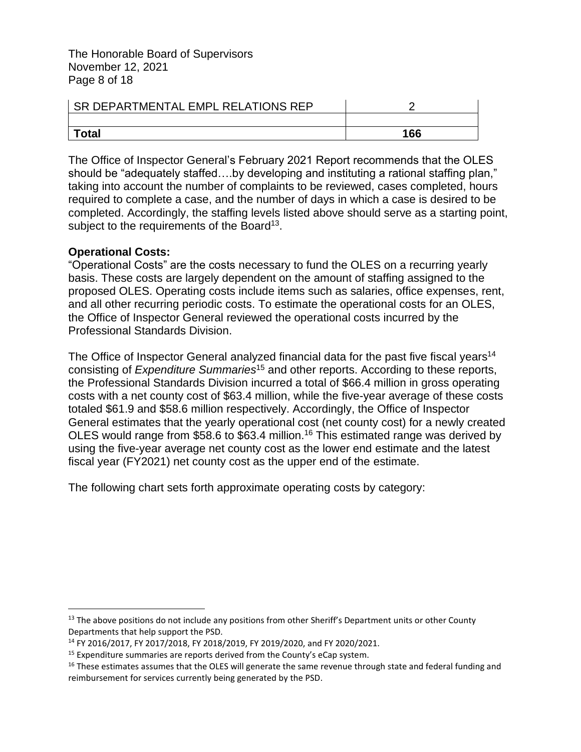| SR DEPARTMENTAL EMPL RELATIONS REP | 2 |
|---|---|
| | |
| **Total** | **166** |

The Office of Inspector General's February 2021 Report recommends that the OLES should be "adequately staffed….by developing and instituting a rational staffing plan," taking into account the number of complaints to be reviewed, cases completed, hours required to complete a case, and the number of days in which a case is desired to be completed. Accordingly, the staffing levels listed above should serve as a starting point, subject to the requirements of the Board[13].

**Operational Costs:**
"Operational Costs" are the costs necessary to fund the OLES on a recurring yearly basis. These costs are largely dependent on the amount of staffing assigned to the proposed OLES. Operating costs include items such as salaries, office expenses, rent, and all other recurring periodic costs. To estimate the operational costs for an OLES, the Office of Inspector General reviewed the operational costs incurred by the Professional Standards Division.

The Office of Inspector General analyzed financial data for the past five fiscal years[14] consisting of *Expenditure Summaries*[15] and other reports. According to these reports, the Professional Standards Division incurred a total of $66.4 million in gross operating costs with a net county cost of $63.4 million, while the five-year average of these costs totaled $61.9 and $58.6 million respectively. Accordingly, the Office of Inspector General estimates that the yearly operational cost (net county cost) for a newly created OLES would range from $58.6 to $63.4 million.[16] This estimated range was derived by using the five-year average net county cost as the lower end estimate and the latest fiscal year (FY2021) net county cost as the upper end of the estimate.

The following chart sets forth approximate operating costs by category:

[13] The above positions do not include any positions from other Sheriff's Department units or other County Departments that help support the PSD.

[14] FY 2016/2017, FY 2017/2018, FY 2018/2019, FY 2019/2020, and FY 2020/2021.

[15] Expenditure summaries are reports derived from the County's eCap system.

[16] These estimates assumes that the OLES will generate the same revenue through state and federal funding and reimbursement for services currently being generated by the PSD.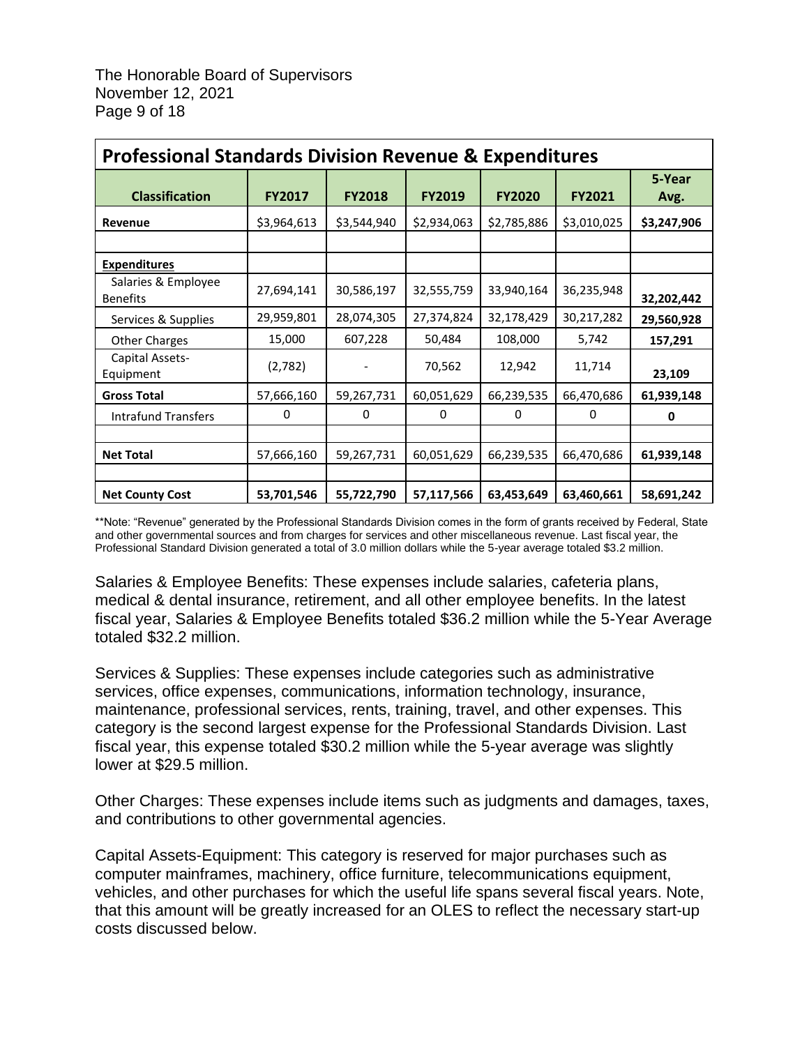| Professional Standards Division Revenue & Expenditures | | | | | | |
|---|---|---|---|---|---|---|
| **Classification** | **FY2017** | **FY2018** | **FY2019** | **FY2020** | **FY2021** | **5-Year Avg.** |
| **Revenue** | $3,964,613 | $3,544,940 | $2,934,063 | $2,785,886 | $3,010,025 | **$3,247,906** |
| | | | | | | |
| **Expenditures** | | | | | | |
| Salaries & Employee Benefits | 27,694,141 | 30,586,197 | 32,555,759 | 33,940,164 | 36,235,948 | **32,202,442** |
| Services & Supplies | 29,959,801 | 28,074,305 | 27,374,824 | 32,178,429 | 30,217,282 | **29,560,928** |
| Other Charges | 15,000 | 607,228 | 50,484 | 108,000 | 5,742 | **157,291** |
| Capital Assets-Equipment | (2,782) | - | 70,562 | 12,942 | 11,714 | **23,109** |
| **Gross Total** | 57,666,160 | 59,267,731 | 60,051,629 | 66,239,535 | 66,470,686 | **61,939,148** |
| Intrafund Transfers | 0 | 0 | 0 | 0 | 0 | **0** |
| | | | | | | |
| **Net Total** | 57,666,160 | 59,267,731 | 60,051,629 | 66,239,535 | 66,470,686 | **61,939,148** |
| | | | | | | |
| **Net County Cost** | **53,701,546** | **55,722,790** | **57,117,566** | **63,453,649** | **63,460,661** | **58,691,242** |

**Note: "Revenue" generated by the Professional Standards Division comes in the form of grants received by Federal, State and other governmental sources and from charges for services and other miscellaneous revenue. Last fiscal year, the Professional Standard Division generated a total of 3.0 million dollars while the 5-year average totaled $3.2 million.

Salaries & Employee Benefits: These expenses include salaries, cafeteria plans, medical & dental insurance, retirement, and all other employee benefits. In the latest fiscal year, Salaries & Employee Benefits totaled $36.2 million while the 5-Year Average totaled $32.2 million.

Services & Supplies: These expenses include categories such as administrative services, office expenses, communications, information technology, insurance, maintenance, professional services, rents, training, travel, and other expenses. This category is the second largest expense for the Professional Standards Division. Last fiscal year, this expense totaled $30.2 million while the 5-year average was slightly lower at $29.5 million.

Other Charges: These expenses include items such as judgments and damages, taxes, and contributions to other governmental agencies.

Capital Assets-Equipment: This category is reserved for major purchases such as computer mainframes, machinery, office furniture, telecommunications equipment, vehicles, and other purchases for which the useful life spans several fiscal years. Note, that this amount will be greatly increased for an OLES to reflect the necessary start-up costs discussed below.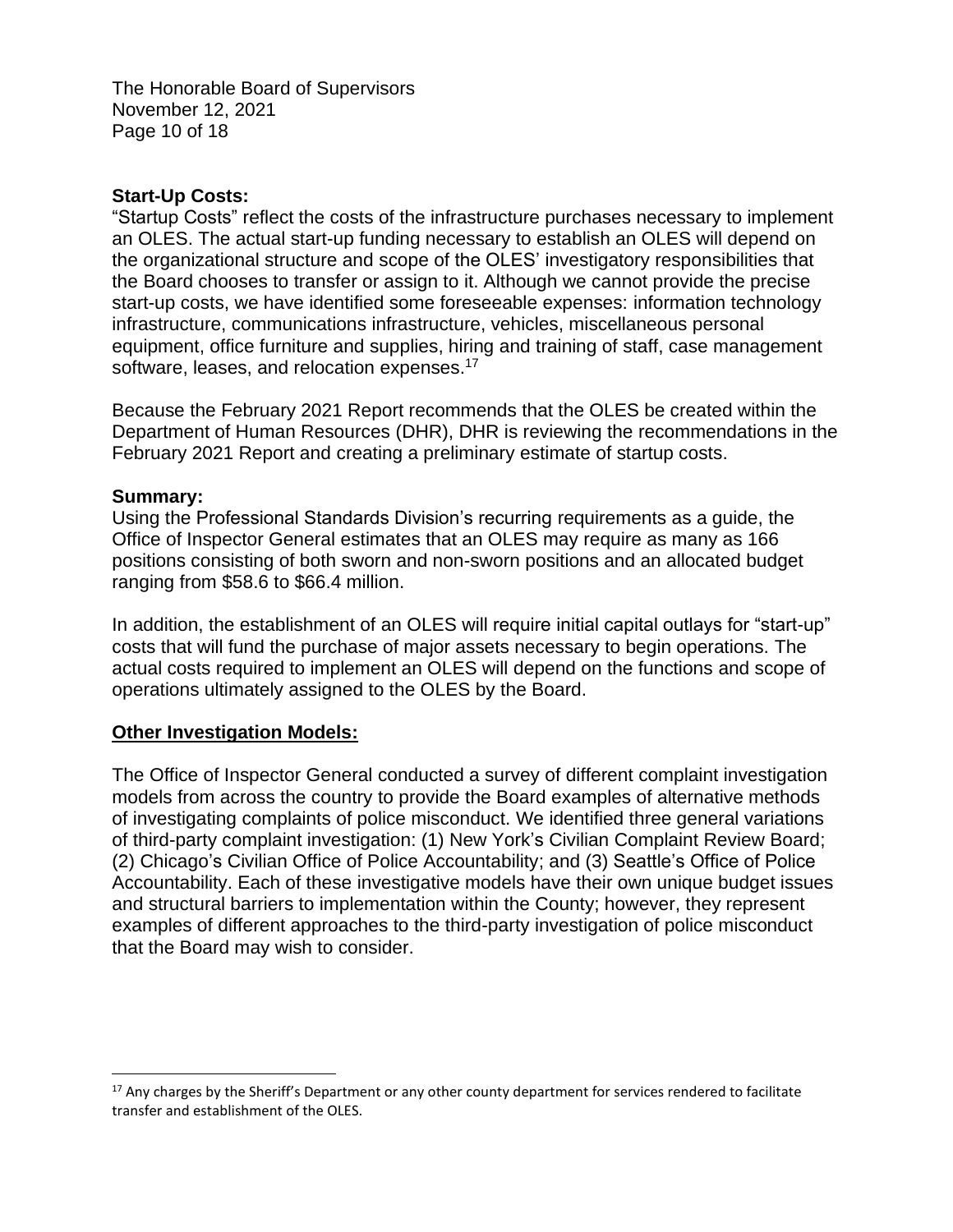**Start-Up Costs:**
"Startup Costs" reflect the costs of the infrastructure purchases necessary to implement an OLES. The actual start-up funding necessary to establish an OLES will depend on the organizational structure and scope of the OLES' investigatory responsibilities that the Board chooses to transfer or assign to it. Although we cannot provide the precise start-up costs, we have identified some foreseeable expenses: information technology infrastructure, communications infrastructure, vehicles, miscellaneous personal equipment, office furniture and supplies, hiring and training of staff, case management software, leases, and relocation expenses.[17]

Because the February 2021 Report recommends that the OLES be created within the Department of Human Resources (DHR), DHR is reviewing the recommendations in the February 2021 Report and creating a preliminary estimate of startup costs.

**Summary:**
Using the Professional Standards Division's recurring requirements as a guide, the Office of Inspector General estimates that an OLES may require as many as 166 positions consisting of both sworn and non-sworn positions and an allocated budget ranging from $58.6 to $66.4 million.

In addition, the establishment of an OLES will require initial capital outlays for "start-up" costs that will fund the purchase of major assets necessary to begin operations. The actual costs required to implement an OLES will depend on the functions and scope of operations ultimately assigned to the OLES by the Board.

**Other Investigation Models:**

The Office of Inspector General conducted a survey of different complaint investigation models from across the country to provide the Board examples of alternative methods of investigating complaints of police misconduct. We identified three general variations of third-party complaint investigation: (1) New York's Civilian Complaint Review Board; (2) Chicago's Civilian Office of Police Accountability; and (3) Seattle's Office of Police Accountability. Each of these investigative models have their own unique budget issues and structural barriers to implementation within the County; however, they represent examples of different approaches to the third-party investigation of police misconduct that the Board may wish to consider.

[17] Any charges by the Sheriff's Department or any other county department for services rendered to facilitate transfer and establishment of the OLES.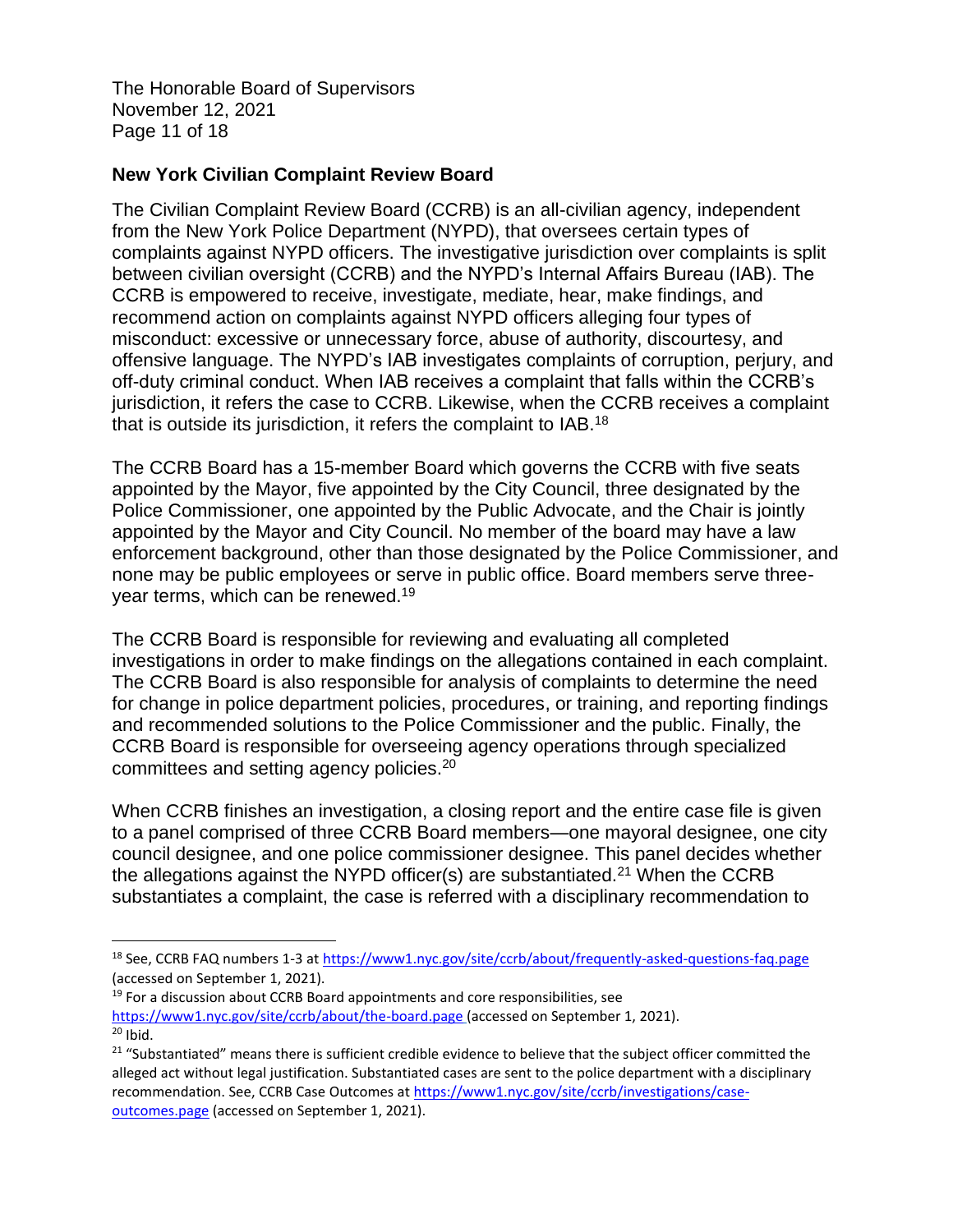## New York Civilian Complaint Review Board

The Civilian Complaint Review Board (CCRB) is an all-civilian agency, independent from the New York Police Department (NYPD), that oversees certain types of complaints against NYPD officers. The investigative jurisdiction over complaints is split between civilian oversight (CCRB) and the NYPD's Internal Affairs Bureau (IAB). The CCRB is empowered to receive, investigate, mediate, hear, make findings, and recommend action on complaints against NYPD officers alleging four types of misconduct: excessive or unnecessary force, abuse of authority, discourtesy, and offensive language. The NYPD's IAB investigates complaints of corruption, perjury, and off-duty criminal conduct. When IAB receives a complaint that falls within the CCRB's jurisdiction, it refers the case to CCRB. Likewise, when the CCRB receives a complaint that is outside its jurisdiction, it refers the complaint to IAB.[18]

The CCRB Board has a 15-member Board which governs the CCRB with five seats appointed by the Mayor, five appointed by the City Council, three designated by the Police Commissioner, one appointed by the Public Advocate, and the Chair is jointly appointed by the Mayor and City Council. No member of the board may have a law enforcement background, other than those designated by the Police Commissioner, and none may be public employees or serve in public office. Board members serve three-year terms, which can be renewed.[19]

The CCRB Board is responsible for reviewing and evaluating all completed investigations in order to make findings on the allegations contained in each complaint. The CCRB Board is also responsible for analysis of complaints to determine the need for change in police department policies, procedures, or training, and reporting findings and recommended solutions to the Police Commissioner and the public. Finally, the CCRB Board is responsible for overseeing agency operations through specialized committees and setting agency policies.[20]

When CCRB finishes an investigation, a closing report and the entire case file is given to a panel comprised of three CCRB Board members—one mayoral designee, one city council designee, and one police commissioner designee. This panel decides whether the allegations against the NYPD officer(s) are substantiated.[21] When the CCRB substantiates a complaint, the case is referred with a disciplinary recommendation to

---

[18] See, CCRB FAQ numbers 1-3 at https://www1.nyc.gov/site/ccrb/about/frequently-asked-questions-faq.page (accessed on September 1, 2021).

[19] For a discussion about CCRB Board appointments and core responsibilities, see https://www1.nyc.gov/site/ccrb/about/the-board.page (accessed on September 1, 2021).

[20] Ibid.

[21] "Substantiated" means there is sufficient credible evidence to believe that the subject officer committed the alleged act without legal justification. Substantiated cases are sent to the police department with a disciplinary recommendation. See, CCRB Case Outcomes at https://www1.nyc.gov/site/ccrb/investigations/case-outcomes.page (accessed on September 1, 2021).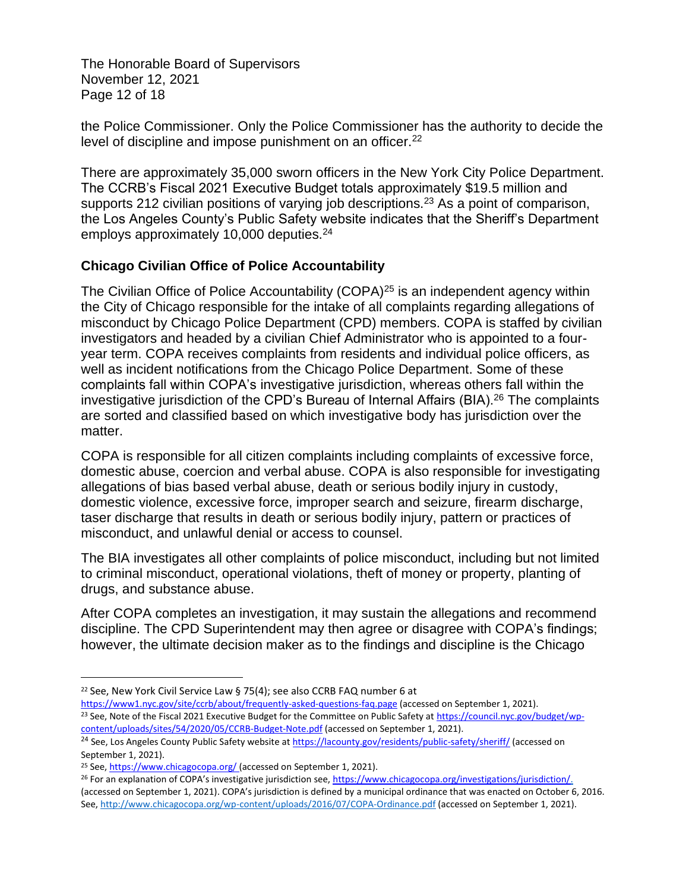the Police Commissioner. Only the Police Commissioner has the authority to decide the level of discipline and impose punishment on an officer.[22]

There are approximately 35,000 sworn officers in the New York City Police Department. The CCRB's Fiscal 2021 Executive Budget totals approximately $19.5 million and supports 212 civilian positions of varying job descriptions.[23] As a point of comparison, the Los Angeles County's Public Safety website indicates that the Sheriff's Department employs approximately 10,000 deputies.[24]

### Chicago Civilian Office of Police Accountability

The Civilian Office of Police Accountability (COPA)[25] is an independent agency within the City of Chicago responsible for the intake of all complaints regarding allegations of misconduct by Chicago Police Department (CPD) members. COPA is staffed by civilian investigators and headed by a civilian Chief Administrator who is appointed to a four-year term. COPA receives complaints from residents and individual police officers, as well as incident notifications from the Chicago Police Department. Some of these complaints fall within COPA's investigative jurisdiction, whereas others fall within the investigative jurisdiction of the CPD's Bureau of Internal Affairs (BIA).[26] The complaints are sorted and classified based on which investigative body has jurisdiction over the matter.

COPA is responsible for all citizen complaints including complaints of excessive force, domestic abuse, coercion and verbal abuse. COPA is also responsible for investigating allegations of bias based verbal abuse, death or serious bodily injury in custody, domestic violence, excessive force, improper search and seizure, firearm discharge, taser discharge that results in death or serious bodily injury, pattern or practices of misconduct, and unlawful denial or access to counsel.

The BIA investigates all other complaints of police misconduct, including but not limited to criminal misconduct, operational violations, theft of money or property, planting of drugs, and substance abuse.

After COPA completes an investigation, it may sustain the allegations and recommend discipline. The CPD Superintendent may then agree or disagree with COPA's findings; however, the ultimate decision maker as to the findings and discipline is the Chicago

---

[22] See, New York Civil Service Law § 75(4); see also CCRB FAQ number 6 at https://www1.nyc.gov/site/ccrb/about/frequently-asked-questions-faq.page (accessed on September 1, 2021).

[23] See, Note of the Fiscal 2021 Executive Budget for the Committee on Public Safety at https://council.nyc.gov/budget/wp-content/uploads/sites/54/2020/05/CCRB-Budget-Note.pdf (accessed on September 1, 2021).

[24] See, Los Angeles County Public Safety website at https://lacounty.gov/residents/public-safety/sheriff/ (accessed on September 1, 2021).

[25] See, https://www.chicagocopa.org/ (accessed on September 1, 2021).

[26] For an explanation of COPA's investigative jurisdiction see, https://www.chicagocopa.org/investigations/jurisdiction/. (accessed on September 1, 2021). COPA's jurisdiction is defined by a municipal ordinance that was enacted on October 6, 2016. See, http://www.chicagocopa.org/wp-content/uploads/2016/07/COPA-Ordinance.pdf (accessed on September 1, 2021).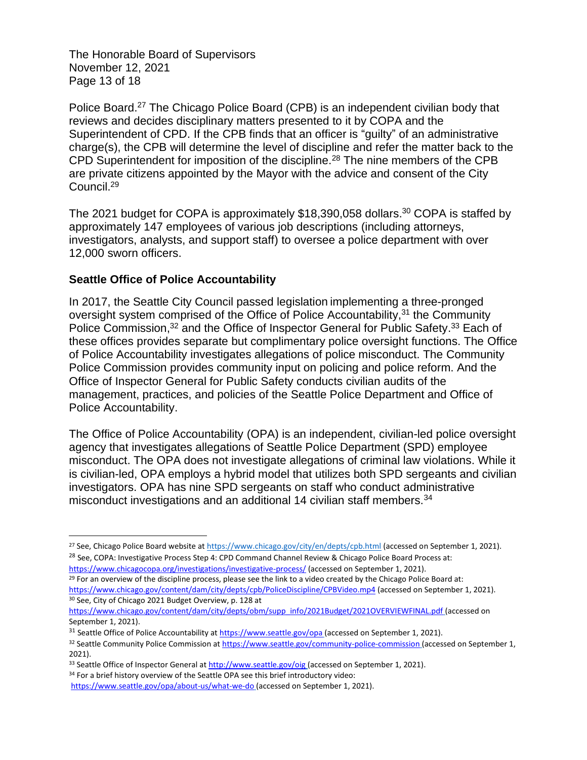Police Board.[27] The Chicago Police Board (CPB) is an independent civilian body that reviews and decides disciplinary matters presented to it by COPA and the Superintendent of CPD. If the CPB finds that an officer is "guilty" of an administrative charge(s), the CPB will determine the level of discipline and refer the matter back to the CPD Superintendent for imposition of the discipline.[28] The nine members of the CPB are private citizens appointed by the Mayor with the advice and consent of the City Council.[29]

The 2021 budget for COPA is approximately $18,390,058 dollars.[30] COPA is staffed by approximately 147 employees of various job descriptions (including attorneys, investigators, analysts, and support staff) to oversee a police department with over 12,000 sworn officers.

### Seattle Office of Police Accountability

In 2017, the Seattle City Council passed legislation implementing a three-pronged oversight system comprised of the Office of Police Accountability,[31] the Community Police Commission,[32] and the Office of Inspector General for Public Safety.[33] Each of these offices provides separate but complimentary police oversight functions. The Office of Police Accountability investigates allegations of police misconduct. The Community Police Commission provides community input on policing and police reform. And the Office of Inspector General for Public Safety conducts civilian audits of the management, practices, and policies of the Seattle Police Department and Office of Police Accountability.

The Office of Police Accountability (OPA) is an independent, civilian-led police oversight agency that investigates allegations of Seattle Police Department (SPD) employee misconduct. The OPA does not investigate allegations of criminal law violations. While it is civilian-led, OPA employs a hybrid model that utilizes both SPD sergeants and civilian investigators. OPA has nine SPD sergeants on staff who conduct administrative misconduct investigations and an additional 14 civilian staff members.[34]

---

[27] See, Chicago Police Board website at https://www.chicago.gov/city/en/depts/cpb.html (accessed on September 1, 2021).

[28] See, COPA: Investigative Process Step 4: CPD Command Channel Review & Chicago Police Board Process at: https://www.chicagocopa.org/investigations/investigative-process/ (accessed on September 1, 2021).

[29] For an overview of the discipline process, please see the link to a video created by the Chicago Police Board at: https://www.chicago.gov/content/dam/city/depts/cpb/PoliceDiscipline/CPBVideo.mp4 (accessed on September 1, 2021).

[30] See, City of Chicago 2021 Budget Overview, p. 128 at https://www.chicago.gov/content/dam/city/depts/obm/supp_info/2021Budget/2021OVERVIEWFINAL.pdf (accessed on September 1, 2021).

[31] Seattle Office of Police Accountability at https://www.seattle.gov/opa (accessed on September 1, 2021).

[32] Seattle Community Police Commission at https://www.seattle.gov/community-police-commission (accessed on September 1, 2021).

[33] Seattle Office of Inspector General at http://www.seattle.gov/oig (accessed on September 1, 2021).

[34] For a brief history overview of the Seattle OPA see this brief introductory video: https://www.seattle.gov/opa/about-us/what-we-do (accessed on September 1, 2021).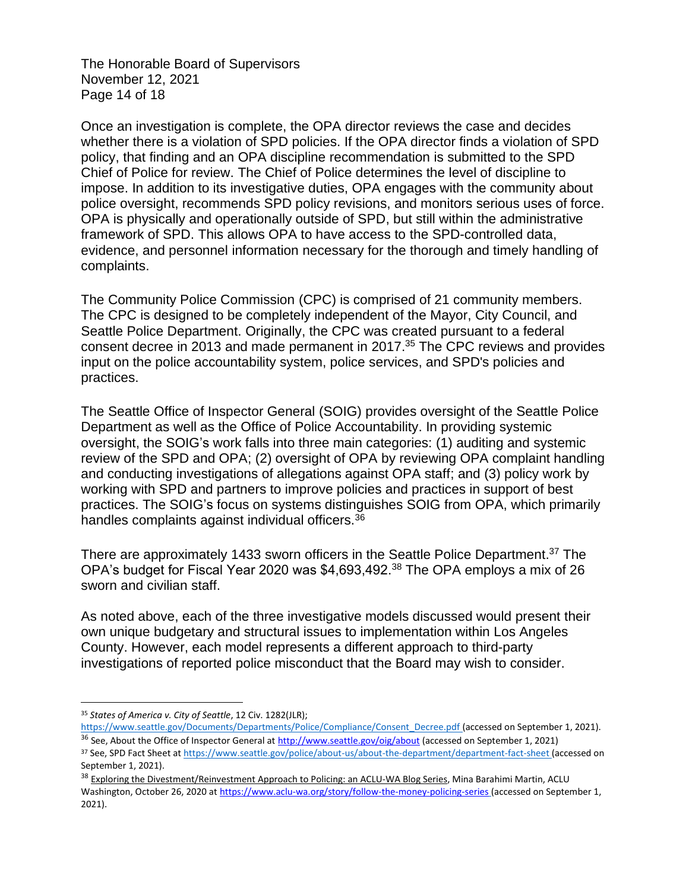Once an investigation is complete, the OPA director reviews the case and decides whether there is a violation of SPD policies. If the OPA director finds a violation of SPD policy, that finding and an OPA discipline recommendation is submitted to the SPD Chief of Police for review. The Chief of Police determines the level of discipline to impose. In addition to its investigative duties, OPA engages with the community about police oversight, recommends SPD policy revisions, and monitors serious uses of force. OPA is physically and operationally outside of SPD, but still within the administrative framework of SPD. This allows OPA to have access to the SPD-controlled data, evidence, and personnel information necessary for the thorough and timely handling of complaints.

The Community Police Commission (CPC) is comprised of 21 community members. The CPC is designed to be completely independent of the Mayor, City Council, and Seattle Police Department. Originally, the CPC was created pursuant to a federal consent decree in 2013 and made permanent in 2017.[35] The CPC reviews and provides input on the police accountability system, police services, and SPD's policies and practices.

The Seattle Office of Inspector General (SOIG) provides oversight of the Seattle Police Department as well as the Office of Police Accountability. In providing systemic oversight, the SOIG's work falls into three main categories: (1) auditing and systemic review of the SPD and OPA; (2) oversight of OPA by reviewing OPA complaint handling and conducting investigations of allegations against OPA staff; and (3) policy work by working with SPD and partners to improve policies and practices in support of best practices. The SOIG's focus on systems distinguishes SOIG from OPA, which primarily handles complaints against individual officers.[36]

There are approximately 1433 sworn officers in the Seattle Police Department.[37] The OPA's budget for Fiscal Year 2020 was $4,693,492.[38] The OPA employs a mix of 26 sworn and civilian staff.

As noted above, each of the three investigative models discussed would present their own unique budgetary and structural issues to implementation within Los Angeles County. However, each model represents a different approach to third-party investigations of reported police misconduct that the Board may wish to consider.

---

[35] *States of America v. City of Seattle*, 12 Civ. 1282(JLR); https://www.seattle.gov/Documents/Departments/Police/Compliance/Consent_Decree.pdf (accessed on September 1, 2021).

[36] See, About the Office of Inspector General at http://www.seattle.gov/oig/about (accessed on September 1, 2021)

[37] See, SPD Fact Sheet at https://www.seattle.gov/police/about-us/about-the-department/department-fact-sheet (accessed on September 1, 2021).

[38] Exploring the Divestment/Reinvestment Approach to Policing: an ACLU-WA Blog Series, Mina Barahimi Martin, ACLU Washington, October 26, 2020 at https://www.aclu-wa.org/story/follow-the-money-policing-series (accessed on September 1, 2021).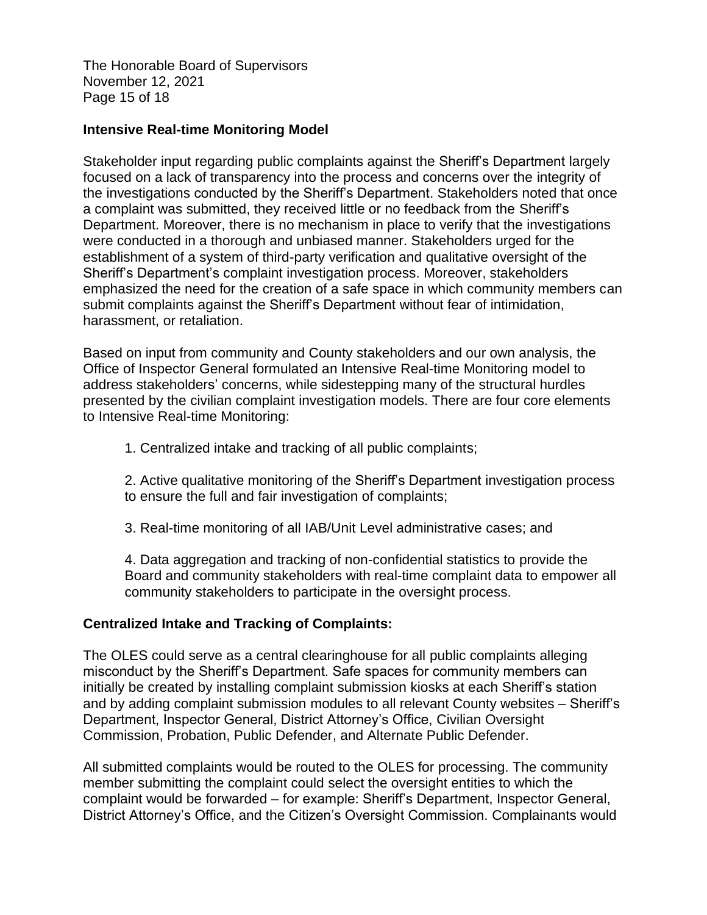**Intensive Real-time Monitoring Model**

Stakeholder input regarding public complaints against the Sheriff's Department largely focused on a lack of transparency into the process and concerns over the integrity of the investigations conducted by the Sheriff's Department. Stakeholders noted that once a complaint was submitted, they received little or no feedback from the Sheriff's Department. Moreover, there is no mechanism in place to verify that the investigations were conducted in a thorough and unbiased manner. Stakeholders urged for the establishment of a system of third-party verification and qualitative oversight of the Sheriff's Department's complaint investigation process. Moreover, stakeholders emphasized the need for the creation of a safe space in which community members can submit complaints against the Sheriff's Department without fear of intimidation, harassment, or retaliation.

Based on input from community and County stakeholders and our own analysis, the Office of Inspector General formulated an Intensive Real-time Monitoring model to address stakeholders' concerns, while sidestepping many of the structural hurdles presented by the civilian complaint investigation models. There are four core elements to Intensive Real-time Monitoring:

1. Centralized intake and tracking of all public complaints;

2. Active qualitative monitoring of the Sheriff's Department investigation process to ensure the full and fair investigation of complaints;

3. Real-time monitoring of all IAB/Unit Level administrative cases; and

4. Data aggregation and tracking of non-confidential statistics to provide the Board and community stakeholders with real-time complaint data to empower all community stakeholders to participate in the oversight process.

**Centralized Intake and Tracking of Complaints:**

The OLES could serve as a central clearinghouse for all public complaints alleging misconduct by the Sheriff's Department. Safe spaces for community members can initially be created by installing complaint submission kiosks at each Sheriff's station and by adding complaint submission modules to all relevant County websites – Sheriff's Department, Inspector General, District Attorney's Office, Civilian Oversight Commission, Probation, Public Defender, and Alternate Public Defender.

All submitted complaints would be routed to the OLES for processing. The community member submitting the complaint could select the oversight entities to which the complaint would be forwarded – for example: Sheriff's Department, Inspector General, District Attorney's Office, and the Citizen's Oversight Commission. Complainants would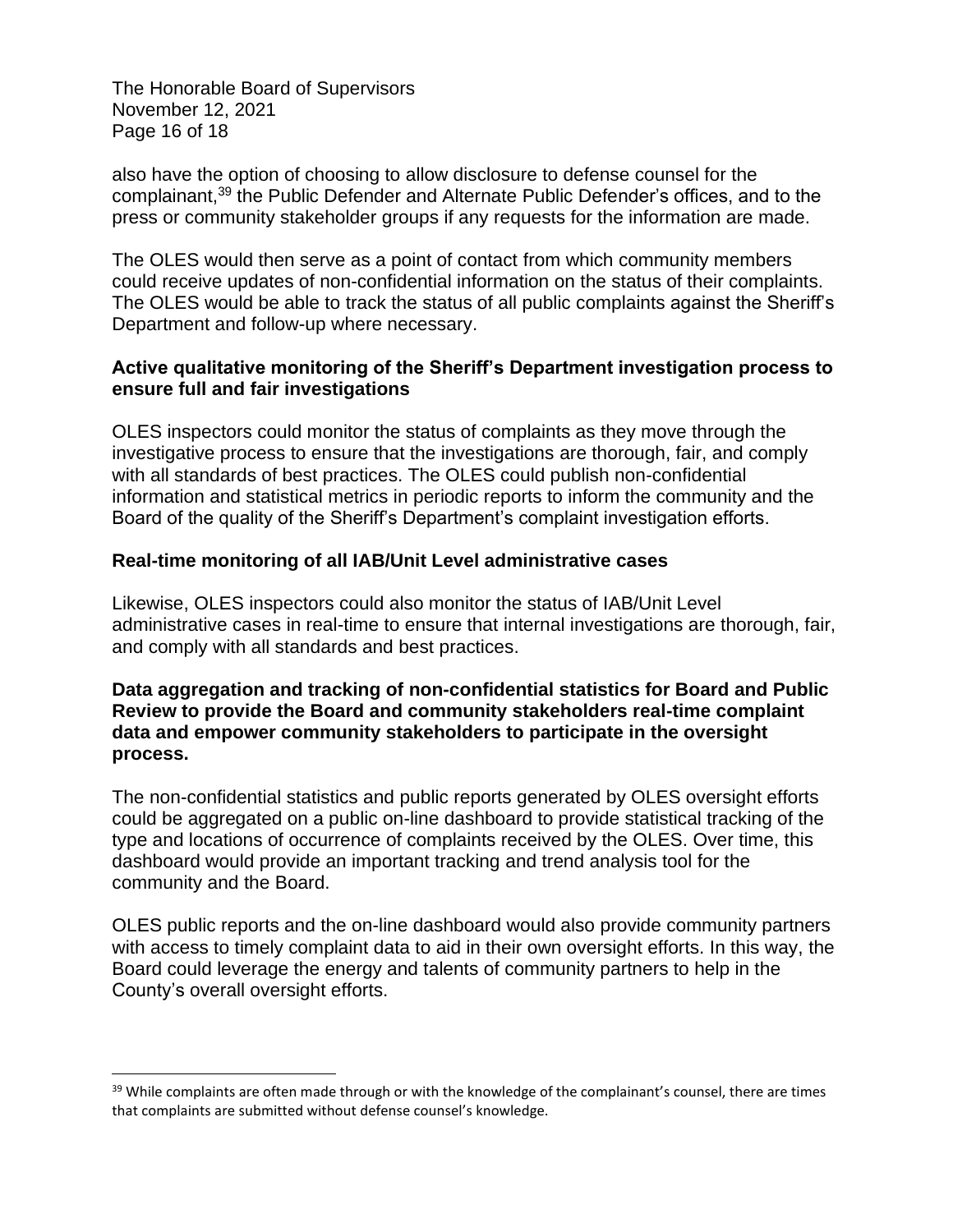also have the option of choosing to allow disclosure to defense counsel for the complainant,[39] the Public Defender and Alternate Public Defender's offices, and to the press or community stakeholder groups if any requests for the information are made.

The OLES would then serve as a point of contact from which community members could receive updates of non-confidential information on the status of their complaints. The OLES would be able to track the status of all public complaints against the Sheriff's Department and follow-up where necessary.

**Active qualitative monitoring of the Sheriff's Department investigation process to ensure full and fair investigations**

OLES inspectors could monitor the status of complaints as they move through the investigative process to ensure that the investigations are thorough, fair, and comply with all standards of best practices. The OLES could publish non-confidential information and statistical metrics in periodic reports to inform the community and the Board of the quality of the Sheriff's Department's complaint investigation efforts.

**Real-time monitoring of all IAB/Unit Level administrative cases**

Likewise, OLES inspectors could also monitor the status of IAB/Unit Level administrative cases in real-time to ensure that internal investigations are thorough, fair, and comply with all standards and best practices.

**Data aggregation and tracking of non-confidential statistics for Board and Public Review to provide the Board and community stakeholders real-time complaint data and empower community stakeholders to participate in the oversight process.**

The non-confidential statistics and public reports generated by OLES oversight efforts could be aggregated on a public on-line dashboard to provide statistical tracking of the type and locations of occurrence of complaints received by the OLES. Over time, this dashboard would provide an important tracking and trend analysis tool for the community and the Board.

OLES public reports and the on-line dashboard would also provide community partners with access to timely complaint data to aid in their own oversight efforts. In this way, the Board could leverage the energy and talents of community partners to help in the County's overall oversight efforts.

---

[39] While complaints are often made through or with the knowledge of the complainant's counsel, there are times that complaints are submitted without defense counsel's knowledge.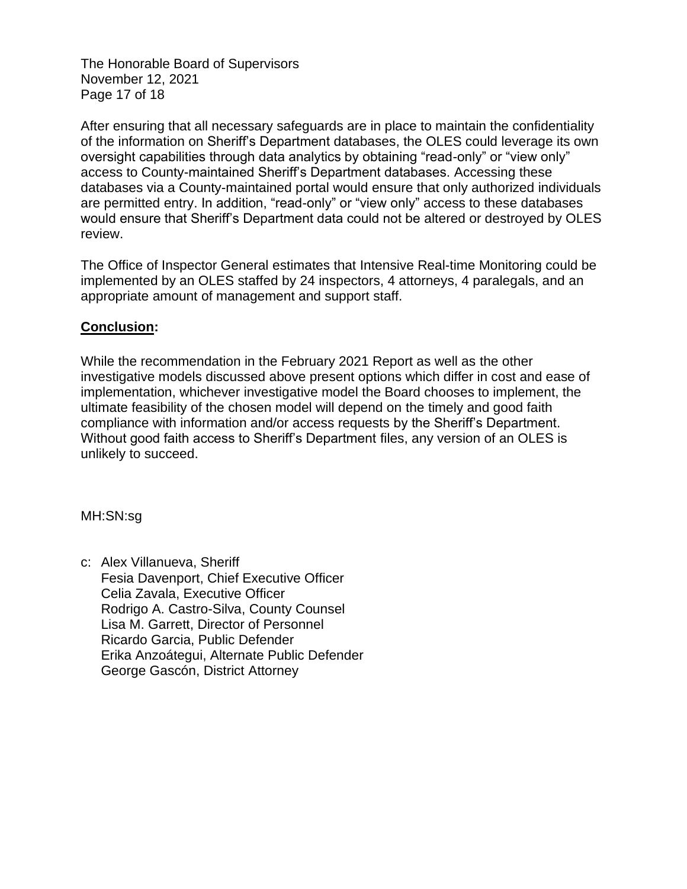After ensuring that all necessary safeguards are in place to maintain the confidentiality of the information on Sheriff's Department databases, the OLES could leverage its own oversight capabilities through data analytics by obtaining "read-only" or "view only" access to County-maintained Sheriff's Department databases. Accessing these databases via a County-maintained portal would ensure that only authorized individuals are permitted entry. In addition, "read-only" or "view only" access to these databases would ensure that Sheriff's Department data could not be altered or destroyed by OLES review.

The Office of Inspector General estimates that Intensive Real-time Monitoring could be implemented by an OLES staffed by 24 inspectors, 4 attorneys, 4 paralegals, and an appropriate amount of management and support staff.

**Conclusion:**

While the recommendation in the February 2021 Report as well as the other investigative models discussed above present options which differ in cost and ease of implementation, whichever investigative model the Board chooses to implement, the ultimate feasibility of the chosen model will depend on the timely and good faith compliance with information and/or access requests by the Sheriff's Department. Without good faith access to Sheriff's Department files, any version of an OLES is unlikely to succeed.

MH:SN:sg

c: Alex Villanueva, Sheriff
Fesia Davenport, Chief Executive Officer
Celia Zavala, Executive Officer
Rodrigo A. Castro-Silva, County Counsel
Lisa M. Garrett, Director of Personnel
Ricardo Garcia, Public Defender
Erika Anzoátegui, Alternate Public Defender
George Gascón, District Attorney